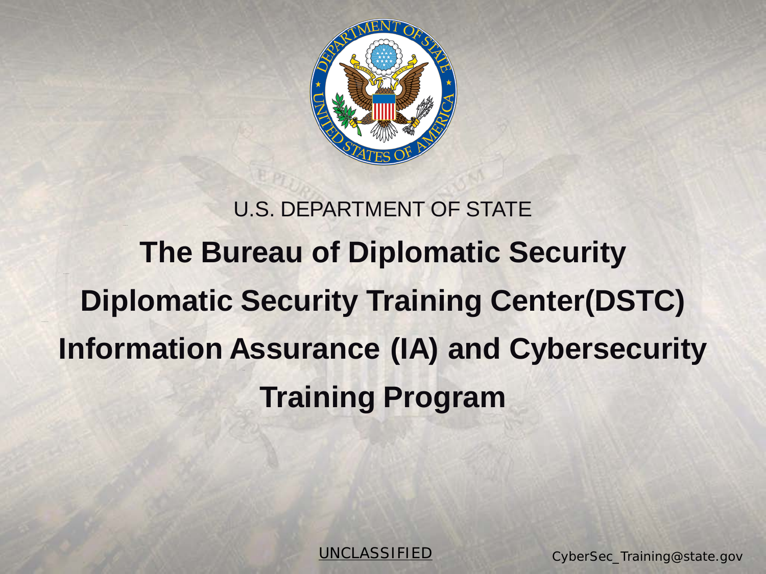U.S. DEPARTMENT OF STATE

# The Bureau of Diplomatic Security

# Diplomatic Security Training Center(DSTC)

# Information Assurance (IA) and Cybersecurity Training Program

UNCLASSIFIED

CyberSec_Training@state.gov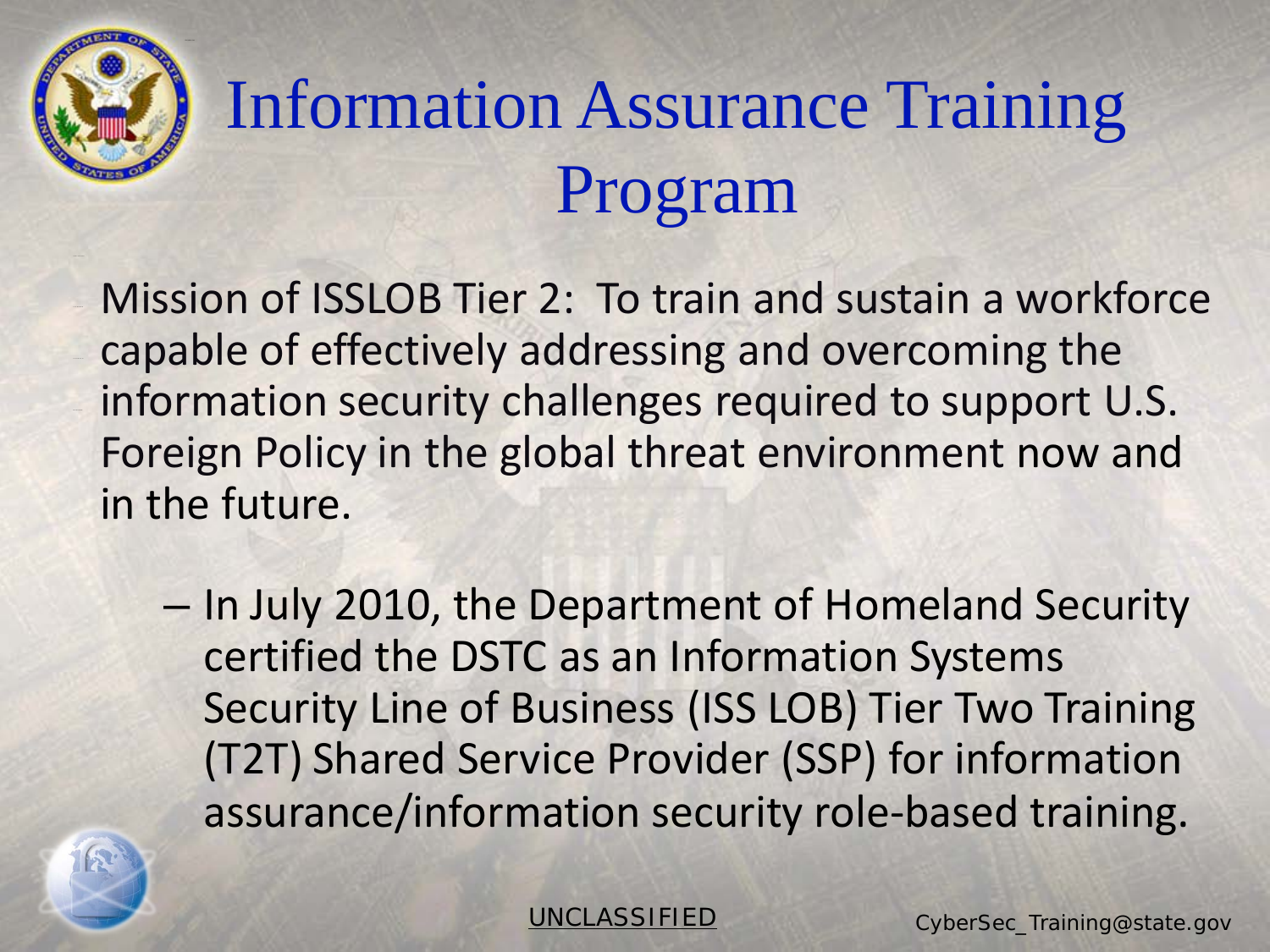# Information Assurance Training Program

Mission of ISSLOB Tier 2: To train and sustain a workforce capable of effectively addressing and overcoming the information security challenges required to support U.S. Foreign Policy in the global threat environment now and in the future.

- In July 2010, the Department of Homeland Security certified the DSTC as an Information Systems Security Line of Business (ISS LOB) Tier Two Training (T2T) Shared Service Provider (SSP) for information assurance/information security role-based training.

UNCLASSIFIED

CyberSec_Training@state.gov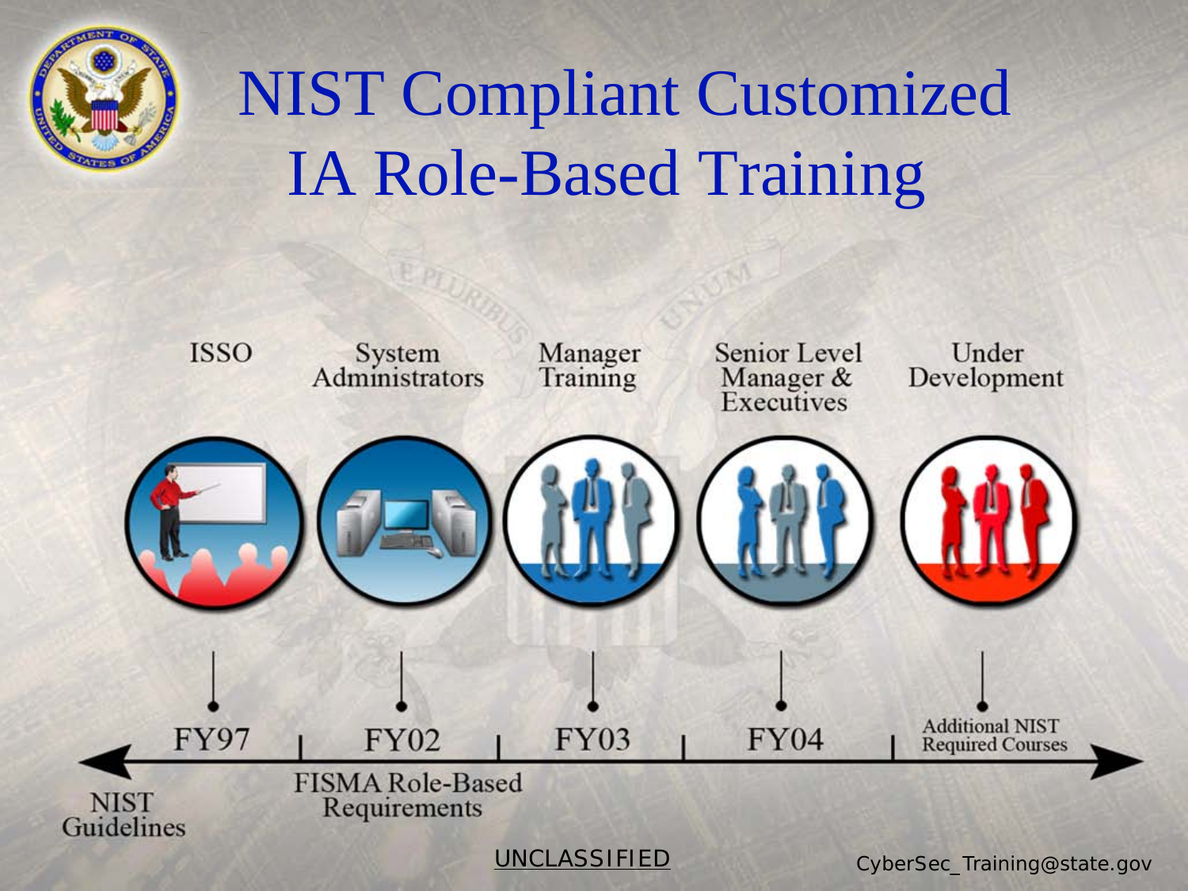# NIST Compliant Customized IA Role-Based Training

| ISSO | System Administrators | Manager Training | Senior Level Manager & Executives | Under Development |
|---|---|---|---|---|
| FY97 | FY02 | FY03 | FY04 | Additional NIST Required Courses |

NIST Guidelines

FISMA Role-Based Requirements

UNCLASSIFIED

CyberSec_Training@state.gov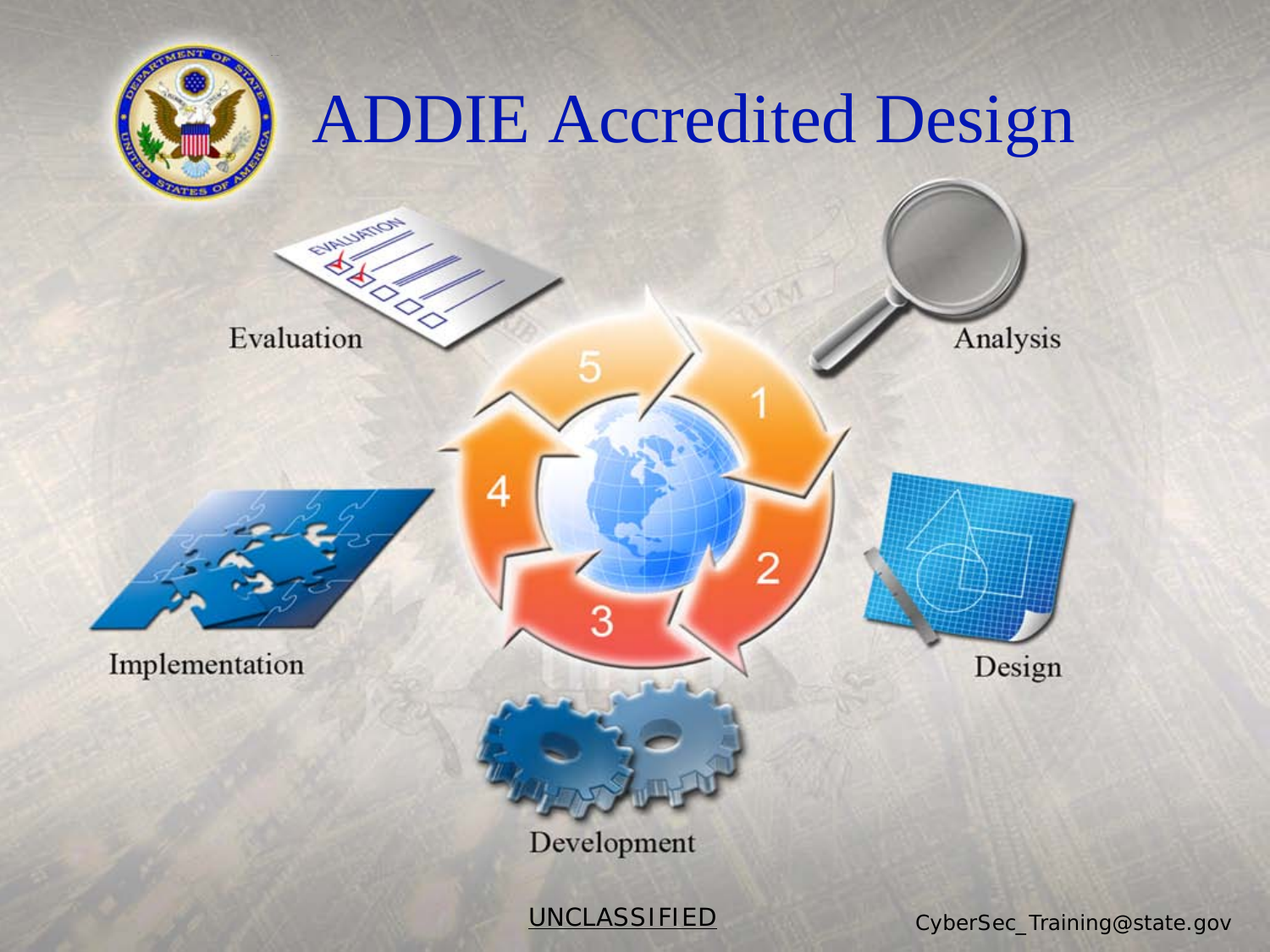# ADDIE Accredited Design

1. Analysis
2. Design
3. Development
4. Implementation
5. Evaluation

UNCLASSIFIED

CyberSec_Training@state.gov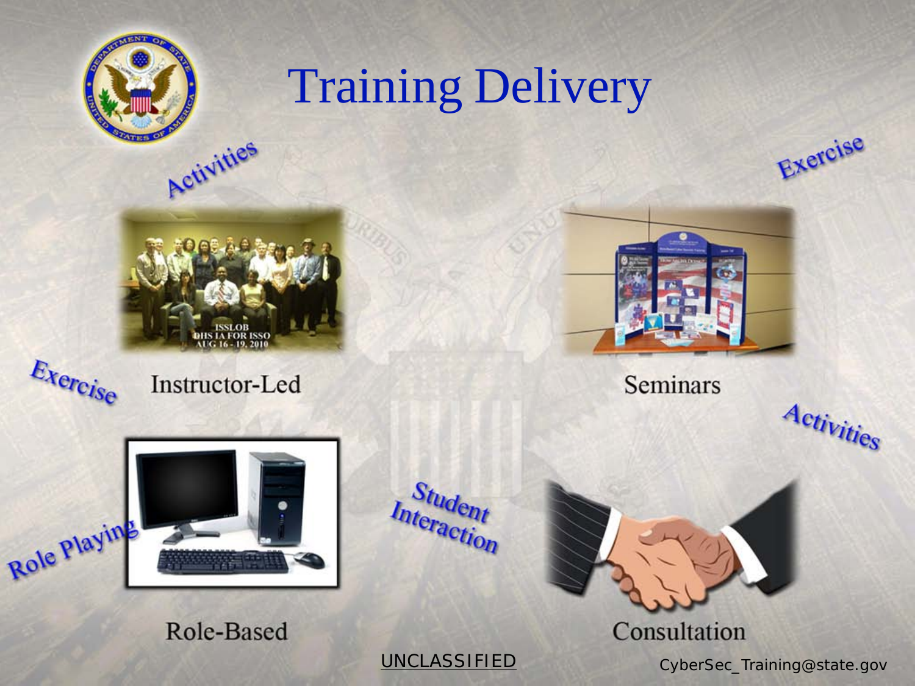# Training Delivery

Activities

Exercise

Exercise

Instructor-Led

Seminars

Activities

Role Playing

Student Interaction

Role-Based

Consultation

UNCLASSIFIED

CyberSec_Training@state.gov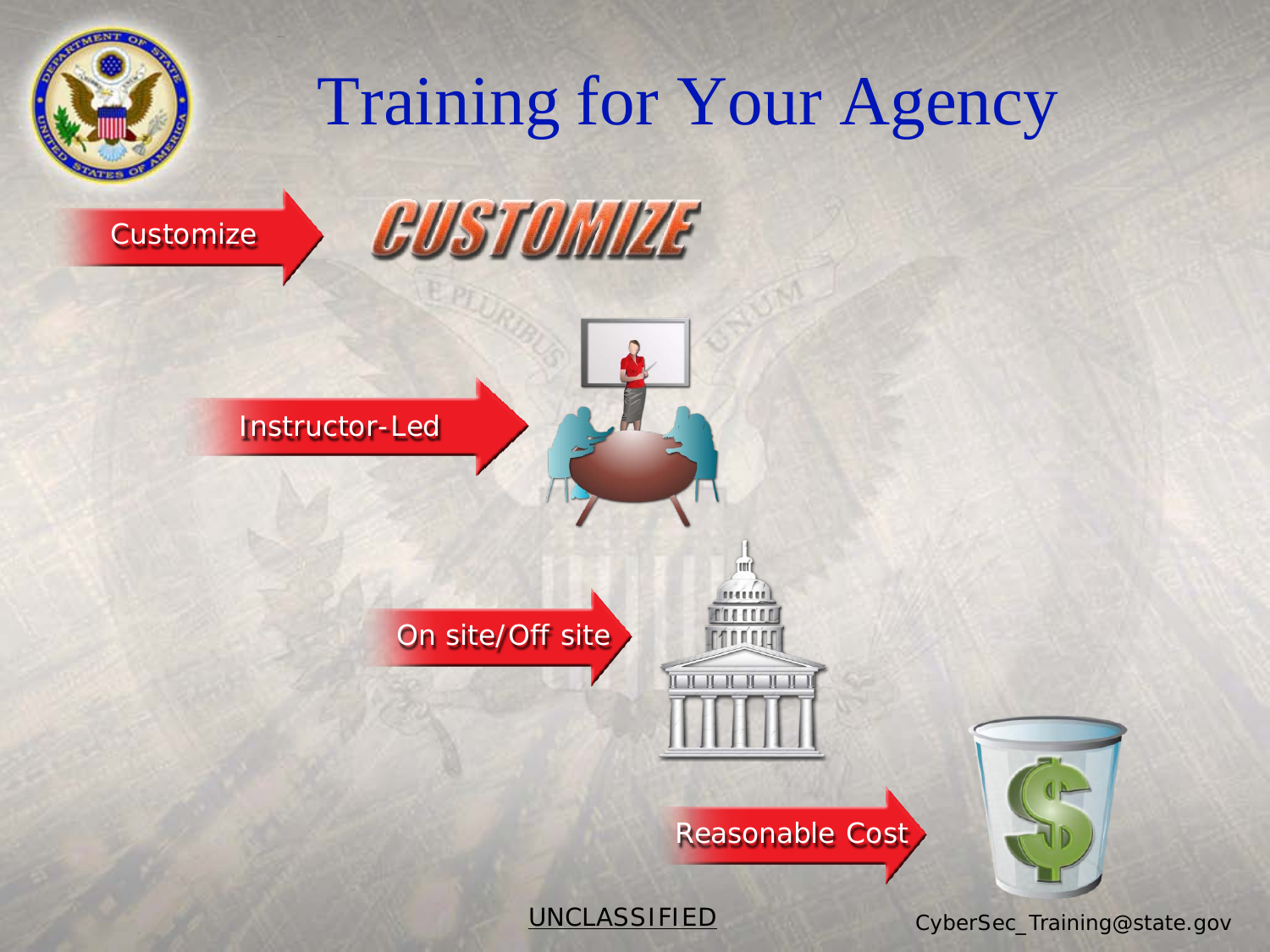# Training for Your Agency

- Customize
- Instructor-Led
- On site/Off site
- Reasonable Cost

UNCLASSIFIED

CyberSec_Training@state.gov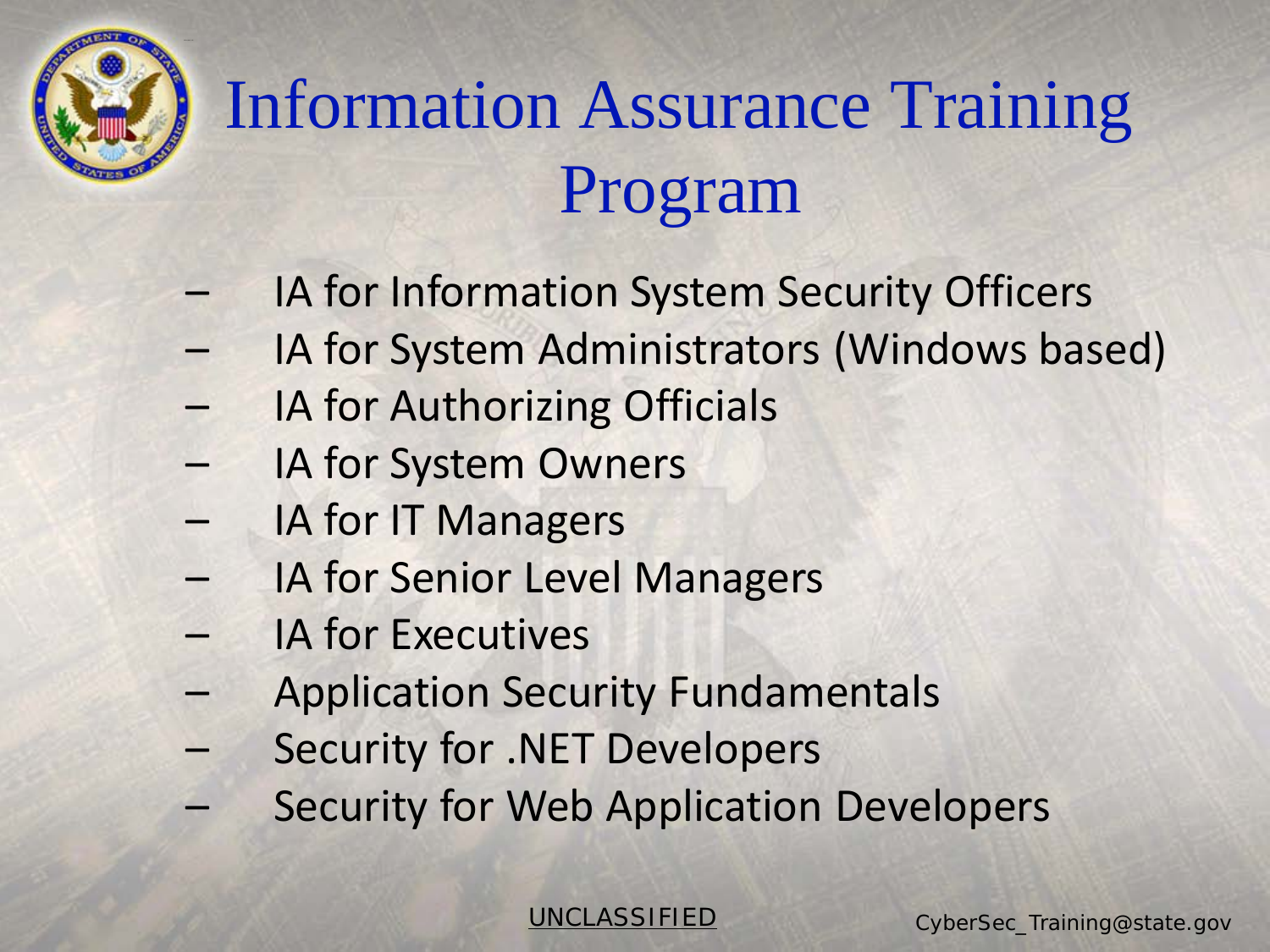# Information Assurance Training Program

- IA for Information System Security Officers
- IA for System Administrators (Windows based)
- IA for Authorizing Officials
- IA for System Owners
- IA for IT Managers
- IA for Senior Level Managers
- IA for Executives
- Application Security Fundamentals
- Security for .NET Developers
- Security for Web Application Developers

UNCLASSIFIED

CyberSec_Training@state.gov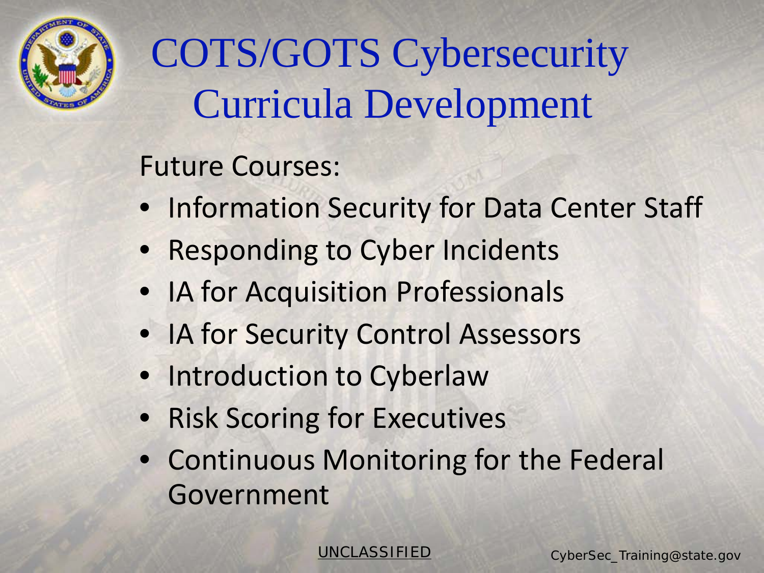# COTS/GOTS Cybersecurity Curricula Development

Future Courses:

- Information Security for Data Center Staff
- Responding to Cyber Incidents
- IA for Acquisition Professionals
- IA for Security Control Assessors
- Introduction to Cyberlaw
- Risk Scoring for Executives
- Continuous Monitoring for the Federal Government

UNCLASSIFIED

CyberSec_Training@state.gov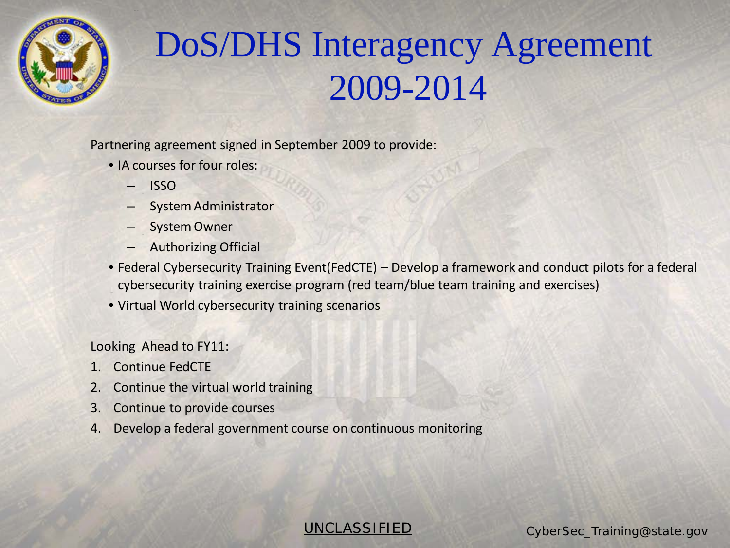# DoS/DHS Interagency Agreement 2009-2014

Partnering agreement signed in September 2009 to provide:

- IA courses for four roles:
  - ISSO
  - System Administrator
  - System Owner
  - Authorizing Official
- Federal Cybersecurity Training Event(FedCTE) – Develop a framework and conduct pilots for a federal cybersecurity training exercise program (red team/blue team training and exercises)
- Virtual World cybersecurity training scenarios

Looking Ahead to FY11:

1. Continue FedCTE
2. Continue the virtual world training
3. Continue to provide courses
4. Develop a federal government course on continuous monitoring

UNCLASSIFIED

CyberSec_Training@state.gov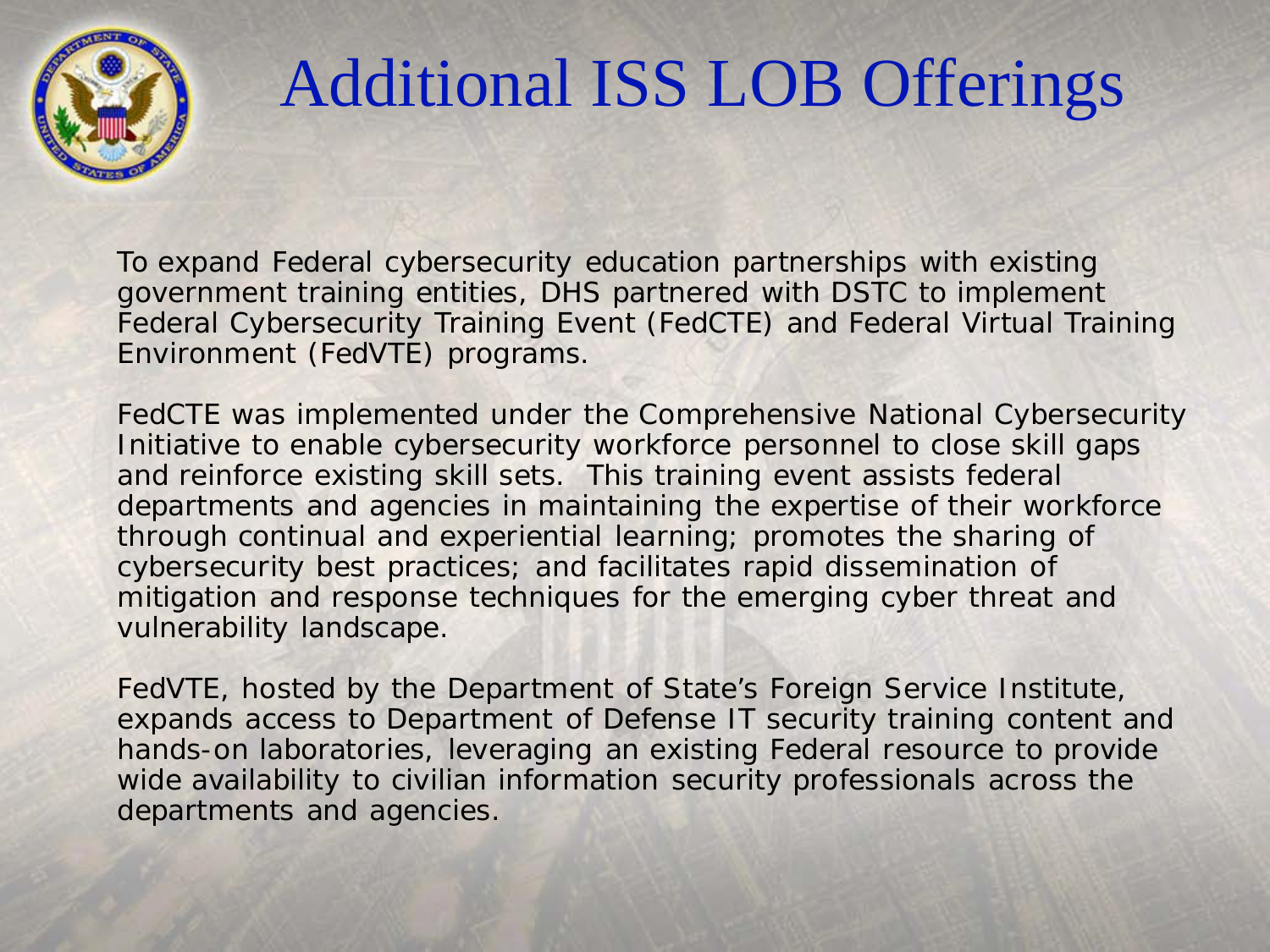# Additional ISS LOB Offerings

To expand Federal cybersecurity education partnerships with existing government training entities, DHS partnered with DSTC to implement Federal Cybersecurity Training Event (FedCTE) and Federal Virtual Training Environment (FedVTE) programs.

FedCTE was implemented under the Comprehensive National Cybersecurity Initiative to enable cybersecurity workforce personnel to close skill gaps and reinforce existing skill sets. This training event assists federal departments and agencies in maintaining the expertise of their workforce through continual and experiential learning; promotes the sharing of cybersecurity best practices; and facilitates rapid dissemination of mitigation and response techniques for the emerging cyber threat and vulnerability landscape.

FedVTE, hosted by the Department of State's Foreign Service Institute, expands access to Department of Defense IT security training content and hands-on laboratories, leveraging an existing Federal resource to provide wide availability to civilian information security professionals across the departments and agencies.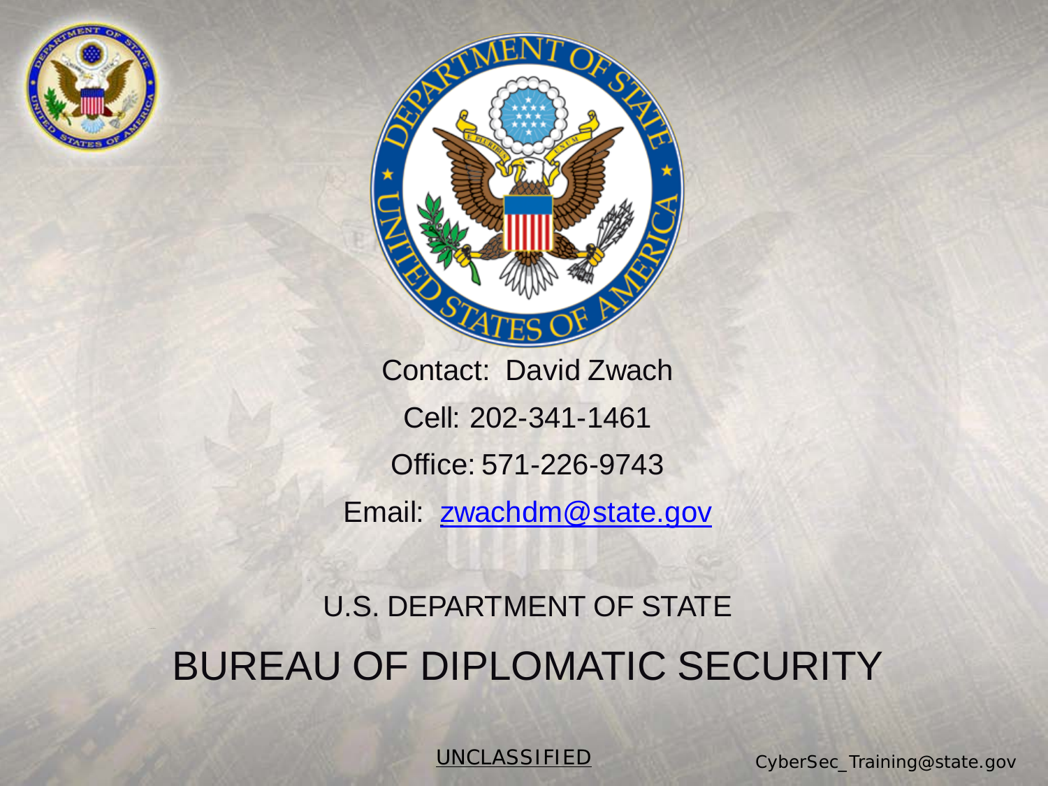Contact: David Zwach

Cell: 202-341-1461

Office: 571-226-9743

Email: zwachdm@state.gov

U.S. DEPARTMENT OF STATE

# BUREAU OF DIPLOMATIC SECURITY

UNCLASSIFIED

CyberSec_Training@state.gov